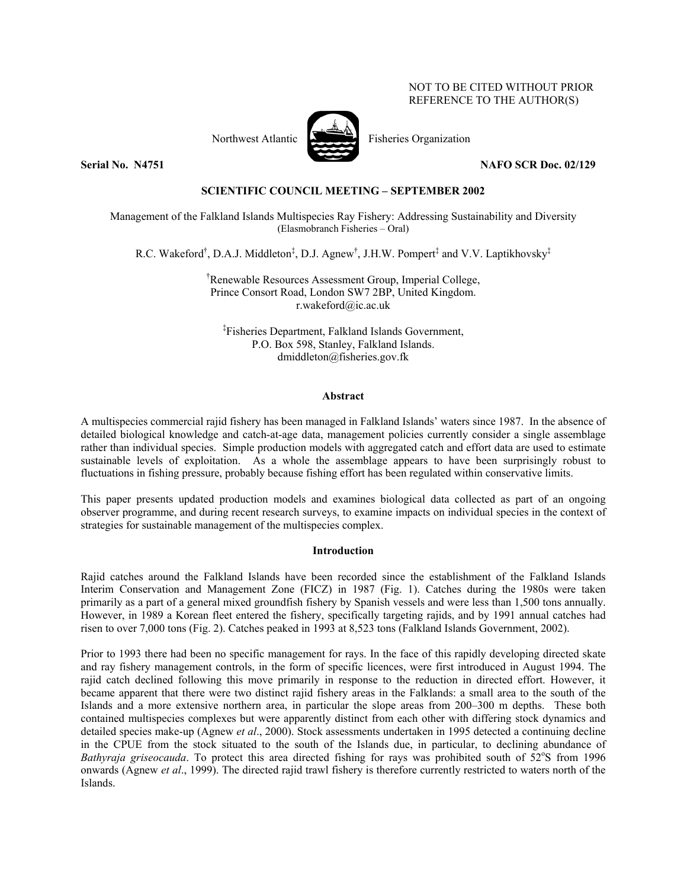NOT TO BE CITED WITHOUT PRIOR REFERENCE TO THE AUTHOR(S)

Northwest Atlantic Fisheries Organization

**Serial No. N4751** **NAFO SCR Doc. 02/129**

**SCIENTIFIC COUNCIL MEETING – SEPTEMBER 2002**

Management of the Falkland Islands Multispecies Ray Fishery: Addressing Sustainability and Diversity
(Elasmobranch Fisheries – Oral)

R.C. Wakeford[†], D.A.J. Middleton[‡], D.J. Agnew[†], J.H.W. Pompert[‡] and V.V. Laptikhovsky[‡]

[†]Renewable Resources Assessment Group, Imperial College, Prince Consort Road, London SW7 2BP, United Kingdom.
r.wakeford@ic.ac.uk

[‡]Fisheries Department, Falkland Islands Government, P.O. Box 598, Stanley, Falkland Islands.
dmiddleton@fisheries.gov.fk

## Abstract

A multispecies commercial rajid fishery has been managed in Falkland Islands' waters since 1987. In the absence of detailed biological knowledge and catch-at-age data, management policies currently consider a single assemblage rather than individual species. Simple production models with aggregated catch and effort data are used to estimate sustainable levels of exploitation. As a whole the assemblage appears to have been surprisingly robust to fluctuations in fishing pressure, probably because fishing effort has been regulated within conservative limits.

This paper presents updated production models and examines biological data collected as part of an ongoing observer programme, and during recent research surveys, to examine impacts on individual species in the context of strategies for sustainable management of the multispecies complex.

## Introduction

Rajid catches around the Falkland Islands have been recorded since the establishment of the Falkland Islands Interim Conservation and Management Zone (FICZ) in 1987 (Fig. 1). Catches during the 1980s were taken primarily as a part of a general mixed groundfish fishery by Spanish vessels and were less than 1,500 tons annually. However, in 1989 a Korean fleet entered the fishery, specifically targeting rajids, and by 1991 annual catches had risen to over 7,000 tons (Fig. 2). Catches peaked in 1993 at 8,523 tons (Falkland Islands Government, 2002).

Prior to 1993 there had been no specific management for rays. In the face of this rapidly developing directed skate and ray fishery management controls, in the form of specific licences, were first introduced in August 1994. The rajid catch declined following this move primarily in response to the reduction in directed effort. However, it became apparent that there were two distinct rajid fishery areas in the Falklands: a small area to the south of the Islands and a more extensive northern area, in particular the slope areas from 200–300 m depths. These both contained multispecies complexes but were apparently distinct from each other with differing stock dynamics and detailed species make-up (Agnew *et al*., 2000). Stock assessments undertaken in 1995 detected a continuing decline in the CPUE from the stock situated to the south of the Islands due, in particular, to declining abundance of *Bathyraja griseocauda*. To protect this area directed fishing for rays was prohibited south of 52°S from 1996 onwards (Agnew *et al*., 1999). The directed rajid trawl fishery is therefore currently restricted to waters north of the Islands.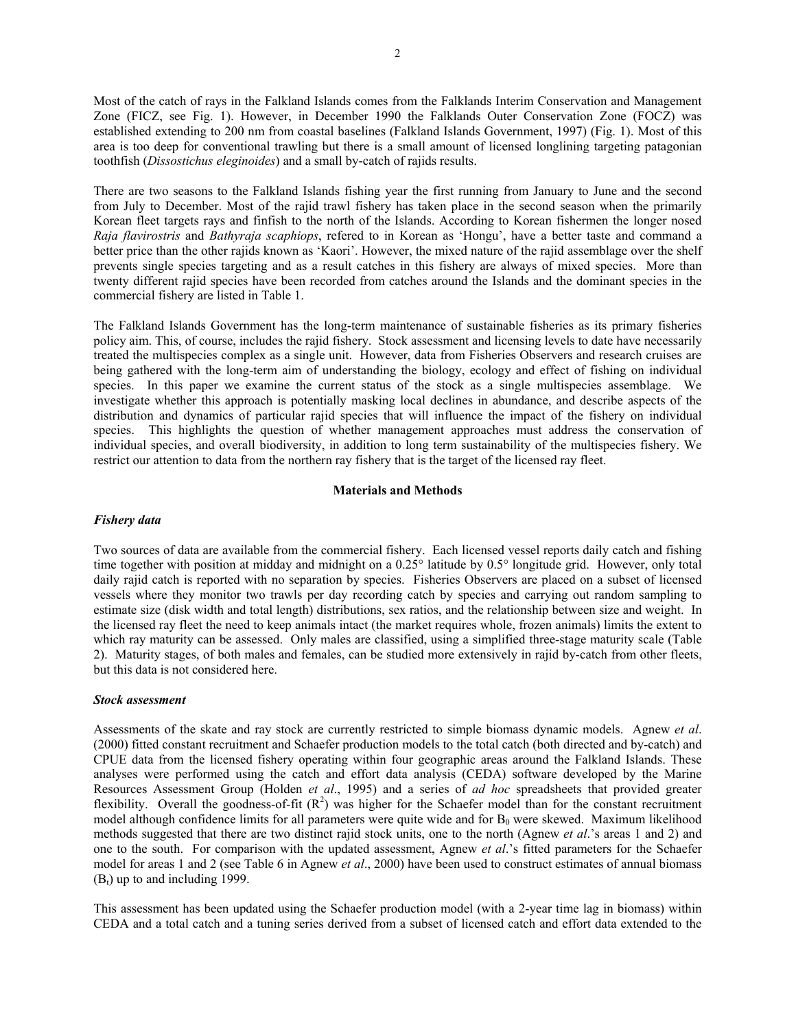Most of the catch of rays in the Falkland Islands comes from the Falklands Interim Conservation and Management Zone (FICZ, see Fig. 1). However, in December 1990 the Falklands Outer Conservation Zone (FOCZ) was established extending to 200 nm from coastal baselines (Falkland Islands Government, 1997) (Fig. 1). Most of this area is too deep for conventional trawling but there is a small amount of licensed longlining targeting patagonian toothfish (*Dissostichus eleginoides*) and a small by-catch of rajids results.

There are two seasons to the Falkland Islands fishing year the first running from January to June and the second from July to December. Most of the rajid trawl fishery has taken place in the second season when the primarily Korean fleet targets rays and finfish to the north of the Islands. According to Korean fishermen the longer nosed *Raja flavirostris* and *Bathyraja scaphiops*, refered to in Korean as 'Hongu', have a better taste and command a better price than the other rajids known as 'Kaori'. However, the mixed nature of the rajid assemblage over the shelf prevents single species targeting and as a result catches in this fishery are always of mixed species. More than twenty different rajid species have been recorded from catches around the Islands and the dominant species in the commercial fishery are listed in Table 1.

The Falkland Islands Government has the long-term maintenance of sustainable fisheries as its primary fisheries policy aim. This, of course, includes the rajid fishery. Stock assessment and licensing levels to date have necessarily treated the multispecies complex as a single unit. However, data from Fisheries Observers and research cruises are being gathered with the long-term aim of understanding the biology, ecology and effect of fishing on individual species. In this paper we examine the current status of the stock as a single multispecies assemblage. We investigate whether this approach is potentially masking local declines in abundance, and describe aspects of the distribution and dynamics of particular rajid species that will influence the impact of the fishery on individual species. This highlights the question of whether management approaches must address the conservation of individual species, and overall biodiversity, in addition to long term sustainability of the multispecies fishery. We restrict our attention to data from the northern ray fishery that is the target of the licensed ray fleet.

## Materials and Methods

### *Fishery data*

Two sources of data are available from the commercial fishery. Each licensed vessel reports daily catch and fishing time together with position at midday and midnight on a 0.25° latitude by 0.5° longitude grid. However, only total daily rajid catch is reported with no separation by species. Fisheries Observers are placed on a subset of licensed vessels where they monitor two trawls per day recording catch by species and carrying out random sampling to estimate size (disk width and total length) distributions, sex ratios, and the relationship between size and weight. In the licensed ray fleet the need to keep animals intact (the market requires whole, frozen animals) limits the extent to which ray maturity can be assessed. Only males are classified, using a simplified three-stage maturity scale (Table 2). Maturity stages, of both males and females, can be studied more extensively in rajid by-catch from other fleets, but this data is not considered here.

### *Stock assessment*

Assessments of the skate and ray stock are currently restricted to simple biomass dynamic models. Agnew *et al*. (2000) fitted constant recruitment and Schaefer production models to the total catch (both directed and by-catch) and CPUE data from the licensed fishery operating within four geographic areas around the Falkland Islands. These analyses were performed using the catch and effort data analysis (CEDA) software developed by the Marine Resources Assessment Group (Holden *et al*., 1995) and a series of *ad hoc* spreadsheets that provided greater flexibility. Overall the goodness-of-fit ($R^2$) was higher for the Schaefer model than for the constant recruitment model although confidence limits for all parameters were quite wide and for $B_0$ were skewed. Maximum likelihood methods suggested that there are two distinct rajid stock units, one to the north (Agnew *et al*.'s areas 1 and 2) and one to the south. For comparison with the updated assessment, Agnew *et al*.'s fitted parameters for the Schaefer model for areas 1 and 2 (see Table 6 in Agnew *et al*., 2000) have been used to construct estimates of annual biomass ($B_t$) up to and including 1999.

This assessment has been updated using the Schaefer production model (with a 2-year time lag in biomass) within CEDA and a total catch and a tuning series derived from a subset of licensed catch and effort data extended to the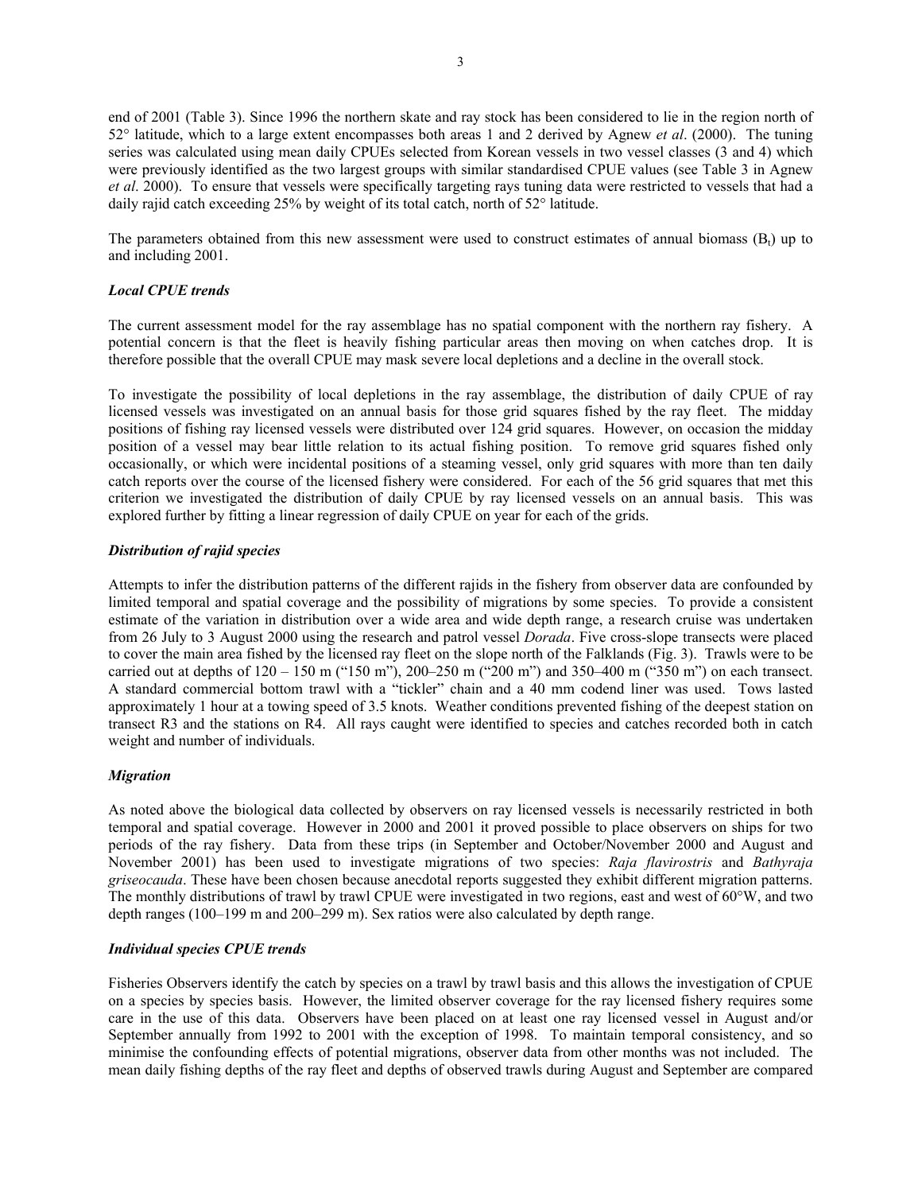end of 2001 (Table 3). Since 1996 the northern skate and ray stock has been considered to lie in the region north of 52° latitude, which to a large extent encompasses both areas 1 and 2 derived by Agnew *et al*. (2000). The tuning series was calculated using mean daily CPUEs selected from Korean vessels in two vessel classes (3 and 4) which were previously identified as the two largest groups with similar standardised CPUE values (see Table 3 in Agnew *et al*. 2000). To ensure that vessels were specifically targeting rays tuning data were restricted to vessels that had a daily rajid catch exceeding 25% by weight of its total catch, north of 52° latitude.

The parameters obtained from this new assessment were used to construct estimates of annual biomass ($B_t$) up to and including 2001.

### *Local CPUE trends*

The current assessment model for the ray assemblage has no spatial component with the northern ray fishery. A potential concern is that the fleet is heavily fishing particular areas then moving on when catches drop. It is therefore possible that the overall CPUE may mask severe local depletions and a decline in the overall stock.

To investigate the possibility of local depletions in the ray assemblage, the distribution of daily CPUE of ray licensed vessels was investigated on an annual basis for those grid squares fished by the ray fleet. The midday positions of fishing ray licensed vessels were distributed over 124 grid squares. However, on occasion the midday position of a vessel may bear little relation to its actual fishing position. To remove grid squares fished only occasionally, or which were incidental positions of a steaming vessel, only grid squares with more than ten daily catch reports over the course of the licensed fishery were considered. For each of the 56 grid squares that met this criterion we investigated the distribution of daily CPUE by ray licensed vessels on an annual basis. This was explored further by fitting a linear regression of daily CPUE on year for each of the grids.

### *Distribution of rajid species*

Attempts to infer the distribution patterns of the different rajids in the fishery from observer data are confounded by limited temporal and spatial coverage and the possibility of migrations by some species. To provide a consistent estimate of the variation in distribution over a wide area and wide depth range, a research cruise was undertaken from 26 July to 3 August 2000 using the research and patrol vessel *Dorada*. Five cross-slope transects were placed to cover the main area fished by the licensed ray fleet on the slope north of the Falklands (Fig. 3). Trawls were to be carried out at depths of 120 – 150 m ("150 m"), 200–250 m ("200 m") and 350–400 m ("350 m") on each transect. A standard commercial bottom trawl with a "tickler" chain and a 40 mm codend liner was used. Tows lasted approximately 1 hour at a towing speed of 3.5 knots. Weather conditions prevented fishing of the deepest station on transect R3 and the stations on R4. All rays caught were identified to species and catches recorded both in catch weight and number of individuals.

### *Migration*

As noted above the biological data collected by observers on ray licensed vessels is necessarily restricted in both temporal and spatial coverage. However in 2000 and 2001 it proved possible to place observers on ships for two periods of the ray fishery. Data from these trips (in September and October/November 2000 and August and November 2001) has been used to investigate migrations of two species: *Raja flavirostris* and *Bathyraja griseocauda*. These have been chosen because anecdotal reports suggested they exhibit different migration patterns. The monthly distributions of trawl by trawl CPUE were investigated in two regions, east and west of 60°W, and two depth ranges (100–199 m and 200–299 m). Sex ratios were also calculated by depth range.

### *Individual species CPUE trends*

Fisheries Observers identify the catch by species on a trawl by trawl basis and this allows the investigation of CPUE on a species by species basis. However, the limited observer coverage for the ray licensed fishery requires some care in the use of this data. Observers have been placed on at least one ray licensed vessel in August and/or September annually from 1992 to 2001 with the exception of 1998. To maintain temporal consistency, and so minimise the confounding effects of potential migrations, observer data from other months was not included. The mean daily fishing depths of the ray fleet and depths of observed trawls during August and September are compared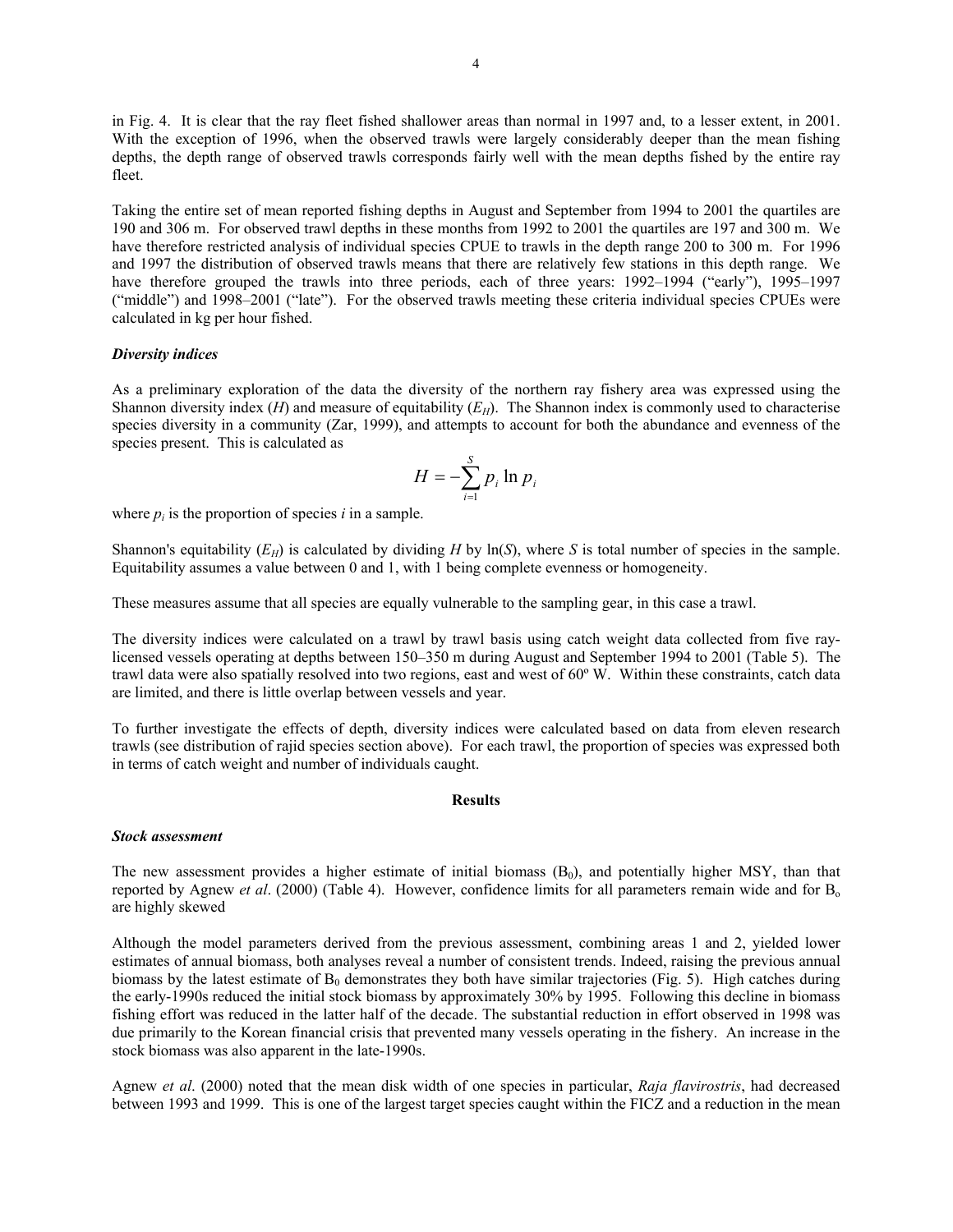in Fig. 4. It is clear that the ray fleet fished shallower areas than normal in 1997 and, to a lesser extent, in 2001. With the exception of 1996, when the observed trawls were largely considerably deeper than the mean fishing depths, the depth range of observed trawls corresponds fairly well with the mean depths fished by the entire ray fleet.

Taking the entire set of mean reported fishing depths in August and September from 1994 to 2001 the quartiles are 190 and 306 m. For observed trawl depths in these months from 1992 to 2001 the quartiles are 197 and 300 m. We have therefore restricted analysis of individual species CPUE to trawls in the depth range 200 to 300 m. For 1996 and 1997 the distribution of observed trawls means that there are relatively few stations in this depth range. We have therefore grouped the trawls into three periods, each of three years: 1992–1994 ("early"), 1995–1997 ("middle") and 1998–2001 ("late"). For the observed trawls meeting these criteria individual species CPUEs were calculated in kg per hour fished.

### *Diversity indices*

As a preliminary exploration of the data the diversity of the northern ray fishery area was expressed using the Shannon diversity index ($H$) and measure of equitability ($E_H$). The Shannon index is commonly used to characterise species diversity in a community (Zar, 1999), and attempts to account for both the abundance and evenness of the species present. This is calculated as

$$H = -\sum_{i=1}^{S} p_i \ln p_i$$

where $p_i$ is the proportion of species $i$ in a sample.

Shannon's equitability ($E_H$) is calculated by dividing $H$ by ln($S$), where $S$ is total number of species in the sample. Equitability assumes a value between 0 and 1, with 1 being complete evenness or homogeneity.

These measures assume that all species are equally vulnerable to the sampling gear, in this case a trawl.

The diversity indices were calculated on a trawl by trawl basis using catch weight data collected from five ray-licensed vessels operating at depths between 150–350 m during August and September 1994 to 2001 (Table 5). The trawl data were also spatially resolved into two regions, east and west of 60º W. Within these constraints, catch data are limited, and there is little overlap between vessels and year.

To further investigate the effects of depth, diversity indices were calculated based on data from eleven research trawls (see distribution of rajid species section above). For each trawl, the proportion of species was expressed both in terms of catch weight and number of individuals caught.

## Results

### *Stock assessment*

The new assessment provides a higher estimate of initial biomass ($B_0$), and potentially higher MSY, than that reported by Agnew *et al*. (2000) (Table 4). However, confidence limits for all parameters remain wide and for $B_o$ are highly skewed

Although the model parameters derived from the previous assessment, combining areas 1 and 2, yielded lower estimates of annual biomass, both analyses reveal a number of consistent trends. Indeed, raising the previous annual biomass by the latest estimate of $B_0$ demonstrates they both have similar trajectories (Fig. 5). High catches during the early-1990s reduced the initial stock biomass by approximately 30% by 1995. Following this decline in biomass fishing effort was reduced in the latter half of the decade. The substantial reduction in effort observed in 1998 was due primarily to the Korean financial crisis that prevented many vessels operating in the fishery. An increase in the stock biomass was also apparent in the late-1990s.

Agnew *et al*. (2000) noted that the mean disk width of one species in particular, *Raja flavirostris*, had decreased between 1993 and 1999. This is one of the largest target species caught within the FICZ and a reduction in the mean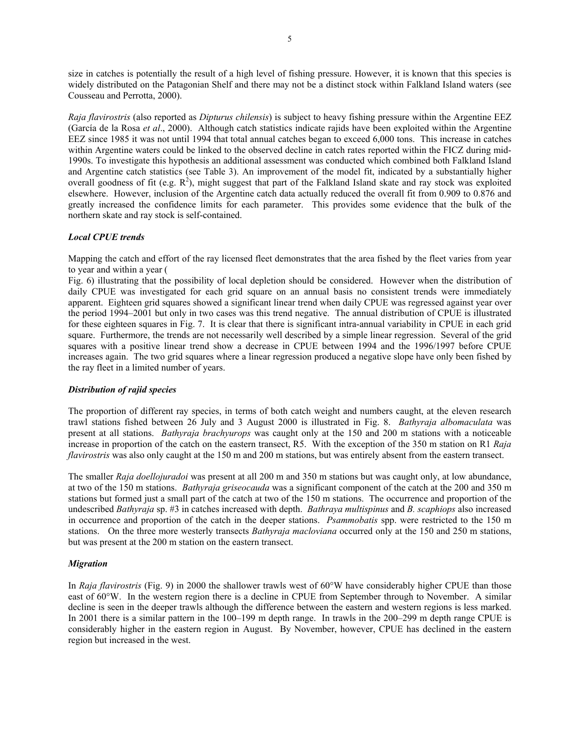size in catches is potentially the result of a high level of fishing pressure. However, it is known that this species is widely distributed on the Patagonian Shelf and there may not be a distinct stock within Falkland Island waters (see Cousseau and Perrotta, 2000).

*Raja flavirostris* (also reported as *Dipturus chilensis*) is subject to heavy fishing pressure within the Argentine EEZ (García de la Rosa *et al*., 2000). Although catch statistics indicate rajids have been exploited within the Argentine EEZ since 1985 it was not until 1994 that total annual catches began to exceed 6,000 tons. This increase in catches within Argentine waters could be linked to the observed decline in catch rates reported within the FICZ during mid-1990s. To investigate this hypothesis an additional assessment was conducted which combined both Falkland Island and Argentine catch statistics (see Table 3). An improvement of the model fit, indicated by a substantially higher overall goodness of fit (e.g. $R^2$), might suggest that part of the Falkland Island skate and ray stock was exploited elsewhere. However, inclusion of the Argentine catch data actually reduced the overall fit from 0.909 to 0.876 and greatly increased the confidence limits for each parameter. This provides some evidence that the bulk of the northern skate and ray stock is self-contained.

### *Local CPUE trends*

Mapping the catch and effort of the ray licensed fleet demonstrates that the area fished by the fleet varies from year to year and within a year (Fig. 6) illustrating that the possibility of local depletion should be considered. However when the distribution of daily CPUE was investigated for each grid square on an annual basis no consistent trends were immediately apparent. Eighteen grid squares showed a significant linear trend when daily CPUE was regressed against year over the period 1994–2001 but only in two cases was this trend negative. The annual distribution of CPUE is illustrated for these eighteen squares in Fig. 7. It is clear that there is significant intra-annual variability in CPUE in each grid square. Furthermore, the trends are not necessarily well described by a simple linear regression. Several of the grid squares with a positive linear trend show a decrease in CPUE between 1994 and the 1996/1997 before CPUE increases again. The two grid squares where a linear regression produced a negative slope have only been fished by the ray fleet in a limited number of years.

### *Distribution of rajid species*

The proportion of different ray species, in terms of both catch weight and numbers caught, at the eleven research trawl stations fished between 26 July and 3 August 2000 is illustrated in Fig. 8. *Bathyraja albomaculata* was present at all stations. *Bathyraja brachyurops* was caught only at the 150 and 200 m stations with a noticeable increase in proportion of the catch on the eastern transect, R5. With the exception of the 350 m station on R1 *Raja flavirostris* was also only caught at the 150 m and 200 m stations, but was entirely absent from the eastern transect.

The smaller *Raja doellojuradoi* was present at all 200 m and 350 m stations but was caught only, at low abundance, at two of the 150 m stations. *Bathyraja griseocauda* was a significant component of the catch at the 200 and 350 m stations but formed just a small part of the catch at two of the 150 m stations. The occurrence and proportion of the undescribed *Bathyraja* sp. #3 in catches increased with depth. *Bathraya multispinus* and *B. scaphiops* also increased in occurrence and proportion of the catch in the deeper stations. *Psammobatis* spp. were restricted to the 150 m stations. On the three more westerly transects *Bathyraja macloviana* occurred only at the 150 and 250 m stations, but was present at the 200 m station on the eastern transect.

### *Migration*

In *Raja flavirostris* (Fig. 9) in 2000 the shallower trawls west of 60°W have considerably higher CPUE than those east of 60°W. In the western region there is a decline in CPUE from September through to November. A similar decline is seen in the deeper trawls although the difference between the eastern and western regions is less marked. In 2001 there is a similar pattern in the 100–199 m depth range. In trawls in the 200–299 m depth range CPUE is considerably higher in the eastern region in August. By November, however, CPUE has declined in the eastern region but increased in the west.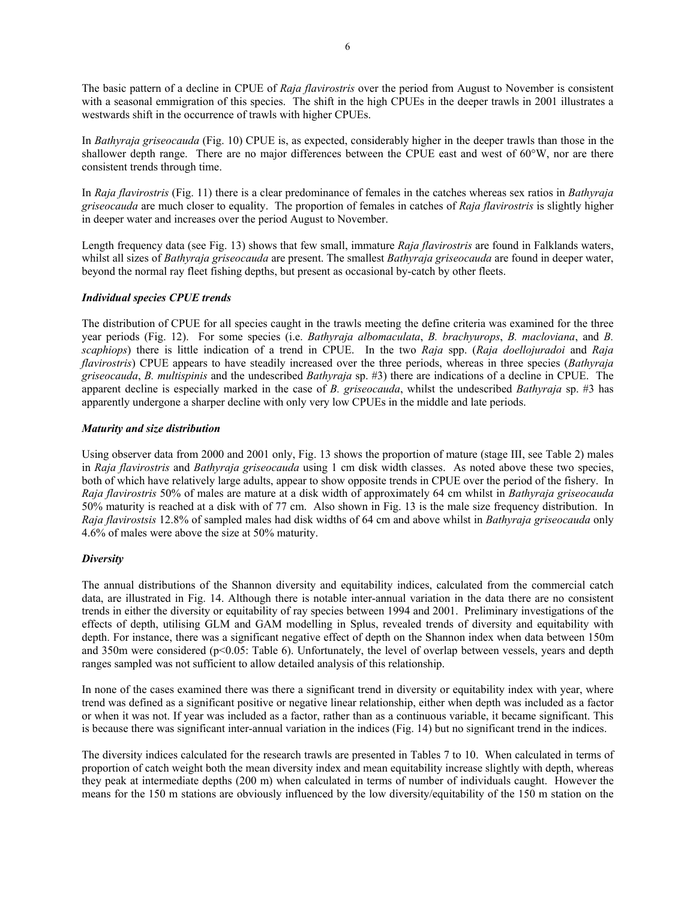The basic pattern of a decline in CPUE of *Raja flavirostris* over the period from August to November is consistent with a seasonal emmigration of this species. The shift in the high CPUEs in the deeper trawls in 2001 illustrates a westwards shift in the occurrence of trawls with higher CPUEs.

In *Bathyraja griseocauda* (Fig. 10) CPUE is, as expected, considerably higher in the deeper trawls than those in the shallower depth range. There are no major differences between the CPUE east and west of 60°W, nor are there consistent trends through time.

In *Raja flavirostris* (Fig. 11) there is a clear predominance of females in the catches whereas sex ratios in *Bathyraja griseocauda* are much closer to equality. The proportion of females in catches of *Raja flavirostris* is slightly higher in deeper water and increases over the period August to November.

Length frequency data (see Fig. 13) shows that few small, immature *Raja flavirostris* are found in Falklands waters, whilst all sizes of *Bathyraja griseocauda* are present. The smallest *Bathyraja griseocauda* are found in deeper water, beyond the normal ray fleet fishing depths, but present as occasional by-catch by other fleets.

### *Individual species CPUE trends*

The distribution of CPUE for all species caught in the trawls meeting the define criteria was examined for the three year periods (Fig. 12). For some species (i.e. *Bathyraja albomaculata*, *B. brachyurops*, *B. macloviana*, and *B. scaphiops*) there is little indication of a trend in CPUE. In the two *Raja* spp. (*Raja doellojuradoi* and *Raja flavirostris*) CPUE appears to have steadily increased over the three periods, whereas in three species (*Bathyraja griseocauda*, *B. multispinis* and the undescribed *Bathyraja* sp. #3) there are indications of a decline in CPUE. The apparent decline is especially marked in the case of *B. griseocauda*, whilst the undescribed *Bathyraja* sp. #3 has apparently undergone a sharper decline with only very low CPUEs in the middle and late periods.

### *Maturity and size distribution*

Using observer data from 2000 and 2001 only, Fig. 13 shows the proportion of mature (stage III, see Table 2) males in *Raja flavirostris* and *Bathyraja griseocauda* using 1 cm disk width classes. As noted above these two species, both of which have relatively large adults, appear to show opposite trends in CPUE over the period of the fishery. In *Raja flavirostris* 50% of males are mature at a disk width of approximately 64 cm whilst in *Bathyraja griseocauda* 50% maturity is reached at a disk with of 77 cm. Also shown in Fig. 13 is the male size frequency distribution. In *Raja flavirostsis* 12.8% of sampled males had disk widths of 64 cm and above whilst in *Bathyraja griseocauda* only 4.6% of males were above the size at 50% maturity.

### *Diversity*

The annual distributions of the Shannon diversity and equitability indices, calculated from the commercial catch data, are illustrated in Fig. 14. Although there is notable inter-annual variation in the data there are no consistent trends in either the diversity or equitability of ray species between 1994 and 2001. Preliminary investigations of the effects of depth, utilising GLM and GAM modelling in Splus, revealed trends of diversity and equitability with depth. For instance, there was a significant negative effect of depth on the Shannon index when data between 150m and 350m were considered ($p<0.05$: Table 6). Unfortunately, the level of overlap between vessels, years and depth ranges sampled was not sufficient to allow detailed analysis of this relationship.

In none of the cases examined there was there a significant trend in diversity or equitability index with year, where trend was defined as a significant positive or negative linear relationship, either when depth was included as a factor or when it was not. If year was included as a factor, rather than as a continuous variable, it became significant. This is because there was significant inter-annual variation in the indices (Fig. 14) but no significant trend in the indices.

The diversity indices calculated for the research trawls are presented in Tables 7 to 10. When calculated in terms of proportion of catch weight both the mean diversity index and mean equitability increase slightly with depth, whereas they peak at intermediate depths (200 m) when calculated in terms of number of individuals caught. However the means for the 150 m stations are obviously influenced by the low diversity/equitability of the 150 m station on the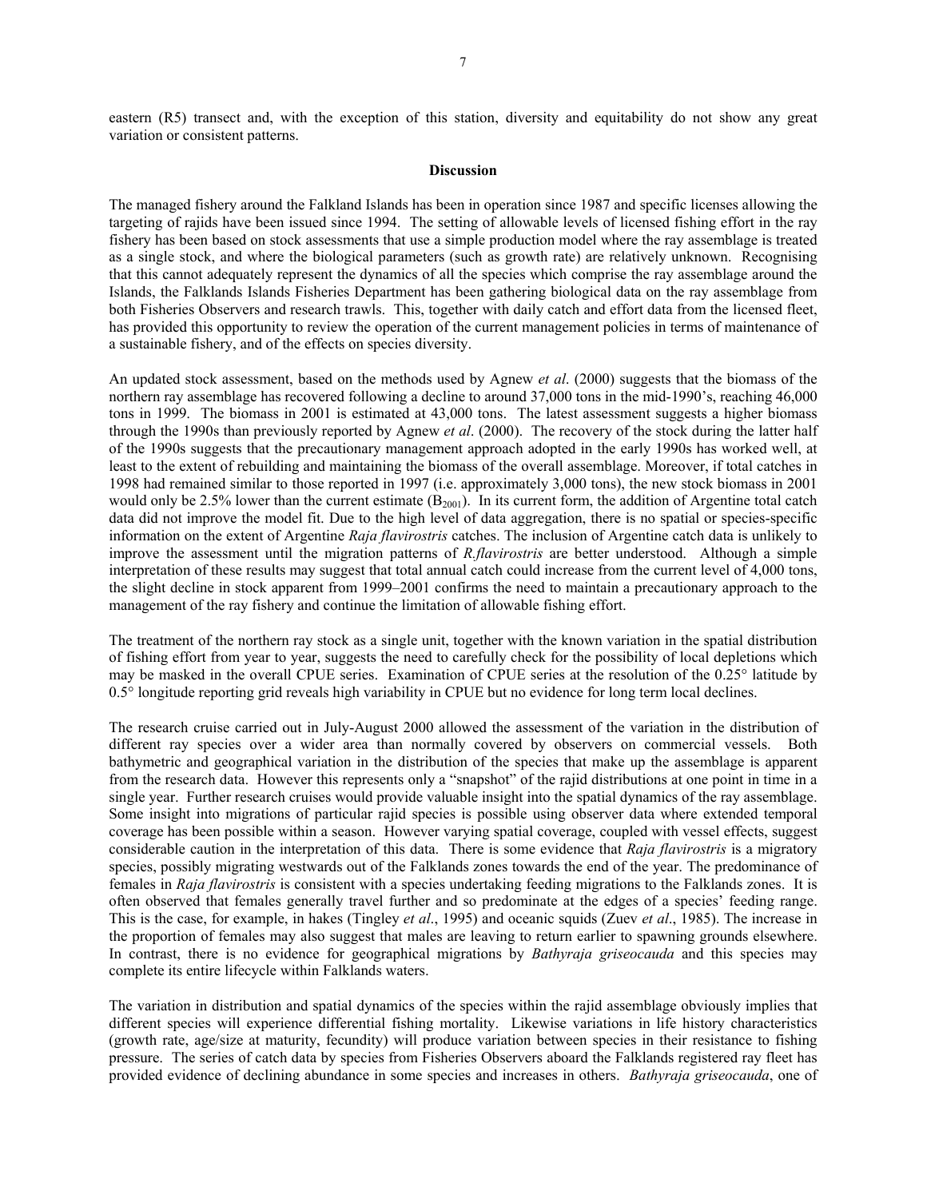eastern (R5) transect and, with the exception of this station, diversity and equitability do not show any great variation or consistent patterns.

## Discussion

The managed fishery around the Falkland Islands has been in operation since 1987 and specific licenses allowing the targeting of rajids have been issued since 1994. The setting of allowable levels of licensed fishing effort in the ray fishery has been based on stock assessments that use a simple production model where the ray assemblage is treated as a single stock, and where the biological parameters (such as growth rate) are relatively unknown. Recognising that this cannot adequately represent the dynamics of all the species which comprise the ray assemblage around the Islands, the Falklands Islands Fisheries Department has been gathering biological data on the ray assemblage from both Fisheries Observers and research trawls. This, together with daily catch and effort data from the licensed fleet, has provided this opportunity to review the operation of the current management policies in terms of maintenance of a sustainable fishery, and of the effects on species diversity.

An updated stock assessment, based on the methods used by Agnew *et al*. (2000) suggests that the biomass of the northern ray assemblage has recovered following a decline to around 37,000 tons in the mid-1990's, reaching 46,000 tons in 1999. The biomass in 2001 is estimated at 43,000 tons. The latest assessment suggests a higher biomass through the 1990s than previously reported by Agnew *et al*. (2000). The recovery of the stock during the latter half of the 1990s suggests that the precautionary management approach adopted in the early 1990s has worked well, at least to the extent of rebuilding and maintaining the biomass of the overall assemblage. Moreover, if total catches in 1998 had remained similar to those reported in 1997 (i.e. approximately 3,000 tons), the new stock biomass in 2001 would only be 2.5% lower than the current estimate ($B_{2001}$). In its current form, the addition of Argentine total catch data did not improve the model fit. Due to the high level of data aggregation, there is no spatial or species-specific information on the extent of Argentine *Raja flavirostris* catches. The inclusion of Argentine catch data is unlikely to improve the assessment until the migration patterns of *R.flavirostris* are better understood. Although a simple interpretation of these results may suggest that total annual catch could increase from the current level of 4,000 tons, the slight decline in stock apparent from 1999–2001 confirms the need to maintain a precautionary approach to the management of the ray fishery and continue the limitation of allowable fishing effort.

The treatment of the northern ray stock as a single unit, together with the known variation in the spatial distribution of fishing effort from year to year, suggests the need to carefully check for the possibility of local depletions which may be masked in the overall CPUE series. Examination of CPUE series at the resolution of the 0.25° latitude by 0.5° longitude reporting grid reveals high variability in CPUE but no evidence for long term local declines.

The research cruise carried out in July-August 2000 allowed the assessment of the variation in the distribution of different ray species over a wider area than normally covered by observers on commercial vessels. Both bathymetric and geographical variation in the distribution of the species that make up the assemblage is apparent from the research data. However this represents only a "snapshot" of the rajid distributions at one point in time in a single year. Further research cruises would provide valuable insight into the spatial dynamics of the ray assemblage. Some insight into migrations of particular rajid species is possible using observer data where extended temporal coverage has been possible within a season. However varying spatial coverage, coupled with vessel effects, suggest considerable caution in the interpretation of this data. There is some evidence that *Raja flavirostris* is a migratory species, possibly migrating westwards out of the Falklands zones towards the end of the year. The predominance of females in *Raja flavirostris* is consistent with a species undertaking feeding migrations to the Falklands zones. It is often observed that females generally travel further and so predominate at the edges of a species' feeding range. This is the case, for example, in hakes (Tingley *et al*., 1995) and oceanic squids (Zuev *et al*., 1985). The increase in the proportion of females may also suggest that males are leaving to return earlier to spawning grounds elsewhere. In contrast, there is no evidence for geographical migrations by *Bathyraja griseocauda* and this species may complete its entire lifecycle within Falklands waters.

The variation in distribution and spatial dynamics of the species within the rajid assemblage obviously implies that different species will experience differential fishing mortality. Likewise variations in life history characteristics (growth rate, age/size at maturity, fecundity) will produce variation between species in their resistance to fishing pressure. The series of catch data by species from Fisheries Observers aboard the Falklands registered ray fleet has provided evidence of declining abundance in some species and increases in others. *Bathyraja griseocauda*, one of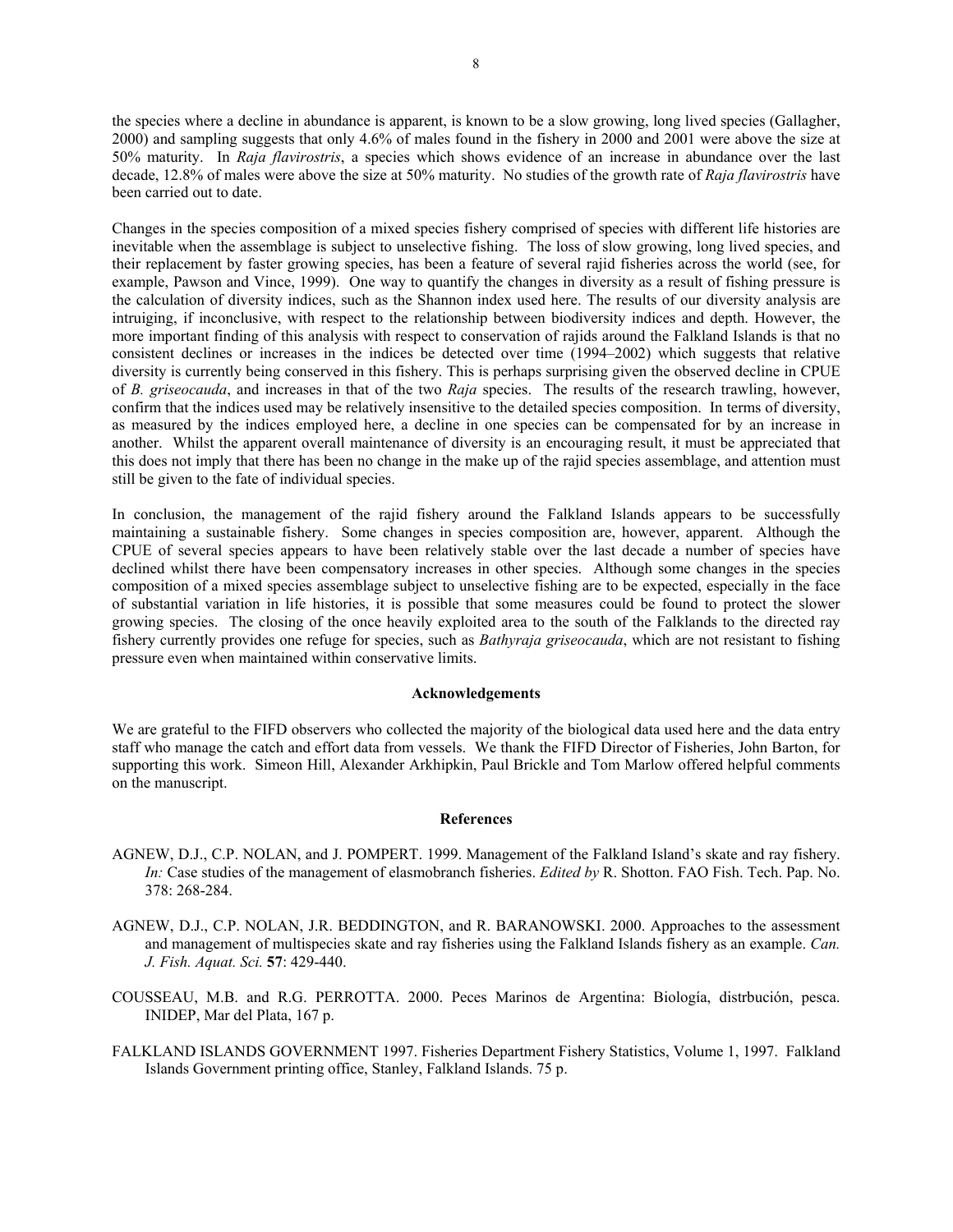the species where a decline in abundance is apparent, is known to be a slow growing, long lived species (Gallagher, 2000) and sampling suggests that only 4.6% of males found in the fishery in 2000 and 2001 were above the size at 50% maturity. In *Raja flavirostris*, a species which shows evidence of an increase in abundance over the last decade, 12.8% of males were above the size at 50% maturity. No studies of the growth rate of *Raja flavirostris* have been carried out to date.

Changes in the species composition of a mixed species fishery comprised of species with different life histories are inevitable when the assemblage is subject to unselective fishing. The loss of slow growing, long lived species, and their replacement by faster growing species, has been a feature of several rajid fisheries across the world (see, for example, Pawson and Vince, 1999). One way to quantify the changes in diversity as a result of fishing pressure is the calculation of diversity indices, such as the Shannon index used here. The results of our diversity analysis are intruiging, if inconclusive, with respect to the relationship between biodiversity indices and depth. However, the more important finding of this analysis with respect to conservation of rajids around the Falkland Islands is that no consistent declines or increases in the indices be detected over time (1994–2002) which suggests that relative diversity is currently being conserved in this fishery. This is perhaps surprising given the observed decline in CPUE of *B. griseocauda*, and increases in that of the two *Raja* species. The results of the research trawling, however, confirm that the indices used may be relatively insensitive to the detailed species composition. In terms of diversity, as measured by the indices employed here, a decline in one species can be compensated for by an increase in another. Whilst the apparent overall maintenance of diversity is an encouraging result, it must be appreciated that this does not imply that there has been no change in the make up of the rajid species assemblage, and attention must still be given to the fate of individual species.

In conclusion, the management of the rajid fishery around the Falkland Islands appears to be successfully maintaining a sustainable fishery. Some changes in species composition are, however, apparent. Although the CPUE of several species appears to have been relatively stable over the last decade a number of species have declined whilst there have been compensatory increases in other species. Although some changes in the species composition of a mixed species assemblage subject to unselective fishing are to be expected, especially in the face of substantial variation in life histories, it is possible that some measures could be found to protect the slower growing species. The closing of the once heavily exploited area to the south of the Falklands to the directed ray fishery currently provides one refuge for species, such as *Bathyraja griseocauda*, which are not resistant to fishing pressure even when maintained within conservative limits.

## Acknowledgements

We are grateful to the FIFD observers who collected the majority of the biological data used here and the data entry staff who manage the catch and effort data from vessels. We thank the FIFD Director of Fisheries, John Barton, for supporting this work. Simeon Hill, Alexander Arkhipkin, Paul Brickle and Tom Marlow offered helpful comments on the manuscript.

## References

AGNEW, D.J., C.P. NOLAN, and J. POMPERT. 1999. Management of the Falkland Island's skate and ray fishery. *In:* Case studies of the management of elasmobranch fisheries. *Edited by* R. Shotton. FAO Fish. Tech. Pap. No. 378: 268-284.

AGNEW, D.J., C.P. NOLAN, J.R. BEDDINGTON, and R. BARANOWSKI. 2000. Approaches to the assessment and management of multispecies skate and ray fisheries using the Falkland Islands fishery as an example. *Can. J. Fish. Aquat. Sci.* **57**: 429-440.

COUSSEAU, M.B. and R.G. PERROTTA. 2000. Peces Marinos de Argentina: Biología, distrbución, pesca. INIDEP, Mar del Plata, 167 p.

FALKLAND ISLANDS GOVERNMENT 1997. Fisheries Department Fishery Statistics, Volume 1, 1997. Falkland Islands Government printing office, Stanley, Falkland Islands. 75 p.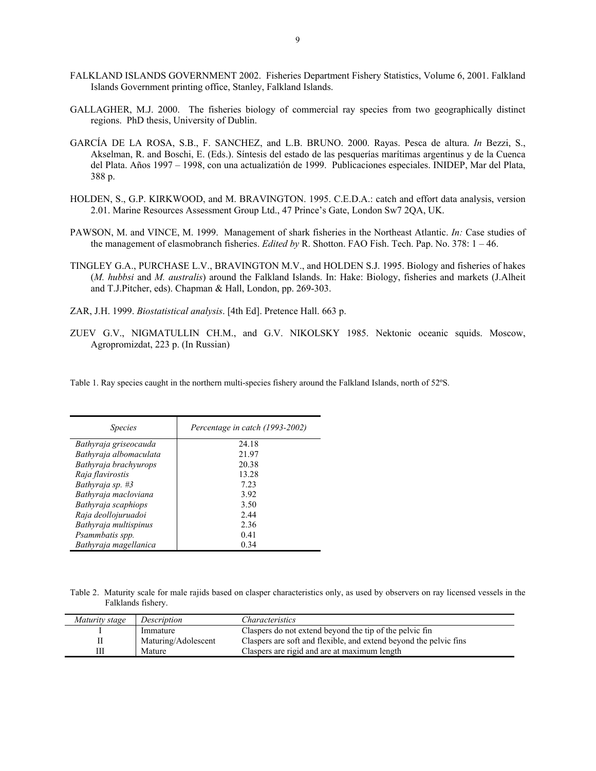FALKLAND ISLANDS GOVERNMENT 2002. Fisheries Department Fishery Statistics, Volume 6, 2001. Falkland Islands Government printing office, Stanley, Falkland Islands.

GALLAGHER, M.J. 2000. The fisheries biology of commercial ray species from two geographically distinct regions. PhD thesis, University of Dublin.

GARCÍA DE LA ROSA, S.B., F. SANCHEZ, and L.B. BRUNO. 2000. Rayas. Pesca de altura. *In* Bezzi, S., Akselman, R. and Boschi, E. (Eds.). Síntesis del estado de las pesquerías marítimas argentinus y de la Cuenca del Plata. Años 1997 – 1998, con una actualizatión de 1999. Publicaciones especiales. INIDEP, Mar del Plata, 388 p.

HOLDEN, S., G.P. KIRKWOOD, and M. BRAVINGTON. 1995. C.E.D.A.: catch and effort data analysis, version 2.01. Marine Resources Assessment Group Ltd., 47 Prince's Gate, London Sw7 2QA, UK.

PAWSON, M. and VINCE, M. 1999. Management of shark fisheries in the Northeast Atlantic. *In:* Case studies of the management of elasmobranch fisheries. *Edited by* R. Shotton. FAO Fish. Tech. Pap. No. 378: 1 – 46.

TINGLEY G.A., PURCHASE L.V., BRAVINGTON M.V., and HOLDEN S.J. 1995. Biology and fisheries of hakes (*M. hubbsi* and *M. australis*) around the Falkland Islands. In: Hake: Biology, fisheries and markets (J.Alheit and T.J.Pitcher, eds). Chapman & Hall, London, pp. 269-303.

ZAR, J.H. 1999. *Biostatistical analysis*. [4th Ed]. Pretence Hall. 663 p.

ZUEV G.V., NIGMATULLIN CH.M., and G.V. NIKOLSKY 1985. Nektonic oceanic squids. Moscow, Agropromizdat, 223 p. (In Russian)

Table 1. Ray species caught in the northern multi-species fishery around the Falkland Islands, north of 52ºS.

| *Species* | *Percentage in catch (1993-2002)* |
|---|---|
| *Bathyraja griseocauda* | 24.18 |
| *Bathyraja albomaculata* | 21.97 |
| *Bathyraja brachyurops* | 20.38 |
| *Raja flavirostis* | 13.28 |
| *Bathyraja sp. #3* | 7.23 |
| *Bathyraja macloviana* | 3.92 |
| *Bathyraja scaphiops* | 3.50 |
| *Raja deollojuruadoi* | 2.44 |
| *Bathyraja multispinus* | 2.36 |
| *Psammbatis spp.* | 0.41 |
| *Bathyraja magellanica* | 0.34 |

Table 2. Maturity scale for male rajids based on clasper characteristics only, as used by observers on ray licensed vessels in the Falklands fishery.

| *Maturity stage* | *Description* | *Characteristics* |
|---|---|---|
| I | Immature | Claspers do not extend beyond the tip of the pelvic fin |
| II | Maturing/Adolescent | Claspers are soft and flexible, and extend beyond the pelvic fins |
| III | Mature | Claspers are rigid and are at maximum length |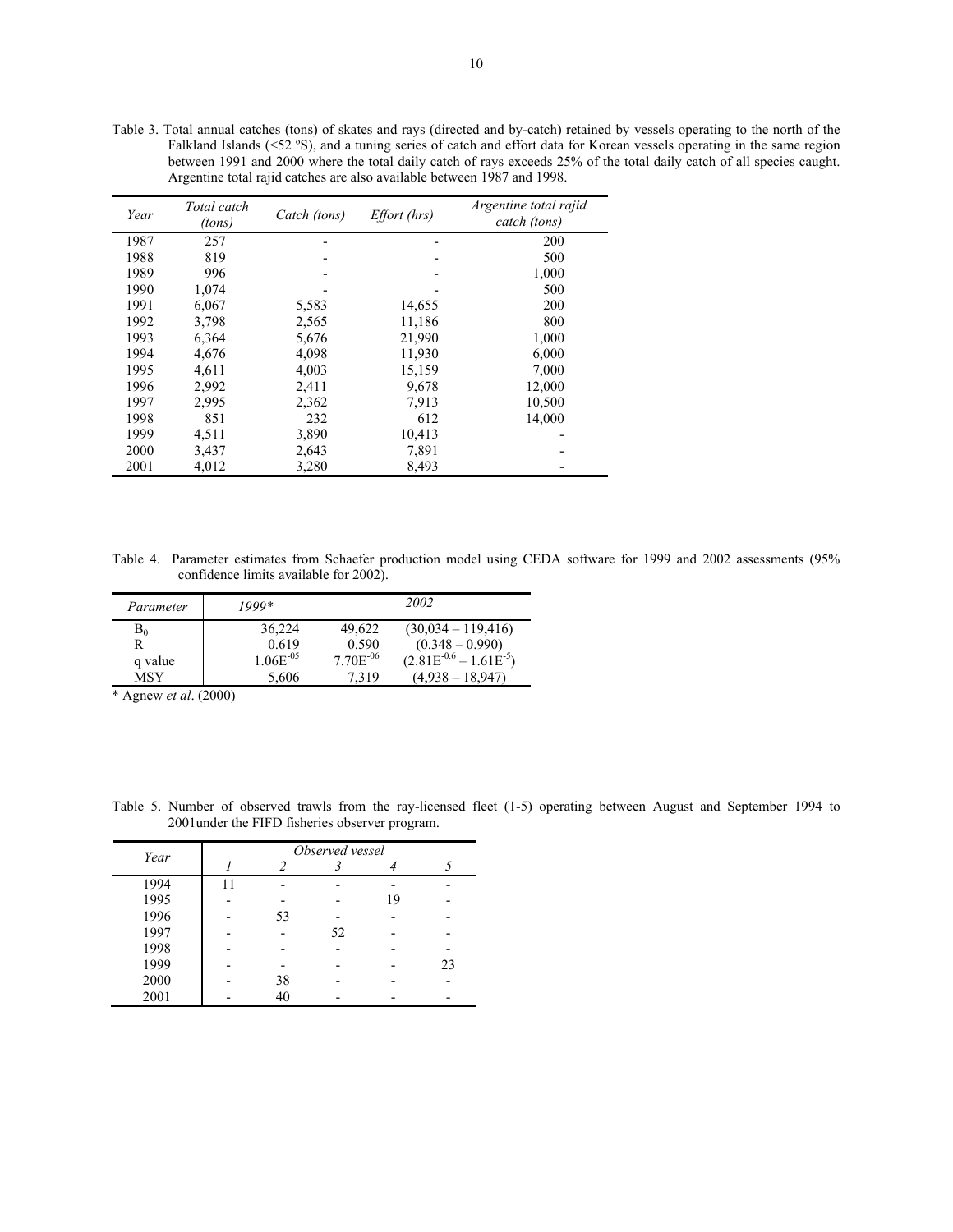Table 3. Total annual catches (tons) of skates and rays (directed and by-catch) retained by vessels operating to the north of the Falkland Islands (<52 ºS), and a tuning series of catch and effort data for Korean vessels operating in the same region between 1991 and 2000 where the total daily catch of rays exceeds 25% of the total daily catch of all species caught. Argentine total rajid catches are also available between 1987 and 1998.

| *Year* | *Total catch (tons)* | *Catch (tons)* | *Effort (hrs)* | *Argentine total rajid catch (tons)* |
|---|---|---|---|---|
| 1987 | 257 | - | - | 200 |
| 1988 | 819 | - | - | 500 |
| 1989 | 996 | - | - | 1,000 |
| 1990 | 1,074 | - | - | 500 |
| 1991 | 6,067 | 5,583 | 14,655 | 200 |
| 1992 | 3,798 | 2,565 | 11,186 | 800 |
| 1993 | 6,364 | 5,676 | 21,990 | 1,000 |
| 1994 | 4,676 | 4,098 | 11,930 | 6,000 |
| 1995 | 4,611 | 4,003 | 15,159 | 7,000 |
| 1996 | 2,992 | 2,411 | 9,678 | 12,000 |
| 1997 | 2,995 | 2,362 | 7,913 | 10,500 |
| 1998 | 851 | 232 | 612 | 14,000 |
| 1999 | 4,511 | 3,890 | 10,413 | - |
| 2000 | 3,437 | 2,643 | 7,891 | - |
| 2001 | 4,012 | 3,280 | 8,493 | - |

Table 4. Parameter estimates from Schaefer production model using CEDA software for 1999 and 2002 assessments (95% confidence limits available for 2002).

| *Parameter* | *1999\** | *2002* | |
|---|---|---|---|
| $B_0$ | 36,224 | 49,622 | (30,034 – 119,416) |
| R | 0.619 | 0.590 | (0.348 – 0.990) |
| q value | $1.06E^{-05}$ | $7.70E^{-06}$ | ($2.81E^{-0.6}$ – $1.61E^{-5}$) |
| MSY | 5,606 | 7,319 | (4,938 – 18,947) |

\* Agnew *et al*. (2000)

Table 5. Number of observed trawls from the ray-licensed fleet (1-5) operating between August and September 1994 to 2001under the FIFD fisheries observer program.

| *Year* | *Observed vessel* | | | | |
|---|---|---|---|---|---|
| | *1* | *2* | *3* | *4* | *5* |
| 1994 | 11 | - | - | - | - |
| 1995 | - | - | - | 19 | - |
| 1996 | - | 53 | - | - | - |
| 1997 | - | - | 52 | - | - |
| 1998 | - | - | - | - | - |
| 1999 | - | - | - | - | 23 |
| 2000 | - | 38 | - | - | - |
| 2001 | - | 40 | - | - | - |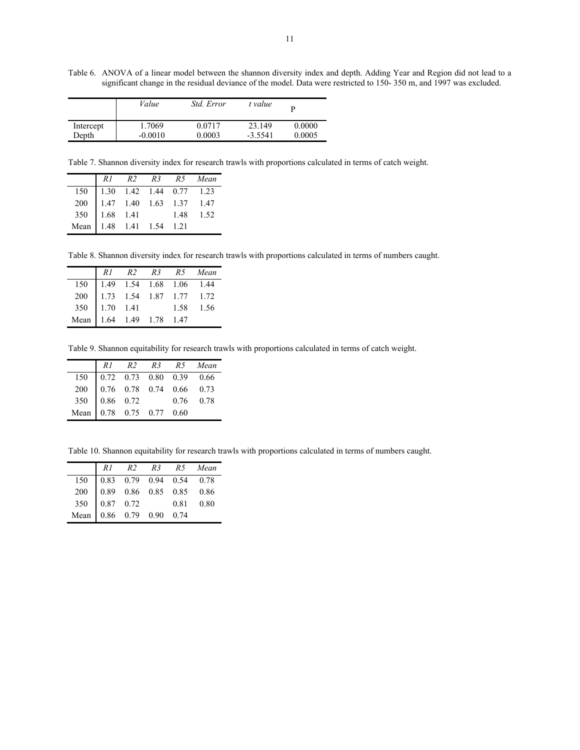Table 6. ANOVA of a linear model between the shannon diversity index and depth. Adding Year and Region did not lead to a significant change in the residual deviance of the model. Data were restricted to 150- 350 m, and 1997 was excluded.

| | *Value* | *Std. Error* | *t value* | P |
|---|---|---|---|---|
| Intercept | 1.7069 | 0.0717 | 23.149 | 0.0000 |
| Depth | -0.0010 | 0.0003 | -3.5541 | 0.0005 |

Table 7. Shannon diversity index for research trawls with proportions calculated in terms of catch weight.

| | *R1* | *R2* | *R3* | *R5* | *Mean* |
|---|---|---|---|---|---|
| 150 | 1.30 | 1.42 | 1.44 | 0.77 | 1.23 |
| 200 | 1.47 | 1.40 | 1.63 | 1.37 | 1.47 |
| 350 | 1.68 | 1.41 | | 1.48 | 1.52 |
| Mean | 1.48 | 1.41 | 1.54 | 1.21 | |

Table 8. Shannon diversity index for research trawls with proportions calculated in terms of numbers caught.

| | *R1* | *R2* | *R3* | *R5* | *Mean* |
|---|---|---|---|---|---|
| 150 | 1.49 | 1.54 | 1.68 | 1.06 | 1.44 |
| 200 | 1.73 | 1.54 | 1.87 | 1.77 | 1.72 |
| 350 | 1.70 | 1.41 | | 1.58 | 1.56 |
| Mean | 1.64 | 1.49 | 1.78 | 1.47 | |

Table 9. Shannon equitability for research trawls with proportions calculated in terms of catch weight.

| | *R1* | *R2* | *R3* | *R5* | *Mean* |
|---|---|---|---|---|---|
| 150 | 0.72 | 0.73 | 0.80 | 0.39 | 0.66 |
| 200 | 0.76 | 0.78 | 0.74 | 0.66 | 0.73 |
| 350 | 0.86 | 0.72 | | 0.76 | 0.78 |
| Mean | 0.78 | 0.75 | 0.77 | 0.60 | |

Table 10. Shannon equitability for research trawls with proportions calculated in terms of numbers caught.

| | *R1* | *R2* | *R3* | *R5* | *Mean* |
|---|---|---|---|---|---|
| 150 | 0.83 | 0.79 | 0.94 | 0.54 | 0.78 |
| 200 | 0.89 | 0.86 | 0.85 | 0.85 | 0.86 |
| 350 | 0.87 | 0.72 | | 0.81 | 0.80 |
| Mean | 0.86 | 0.79 | 0.90 | 0.74 | |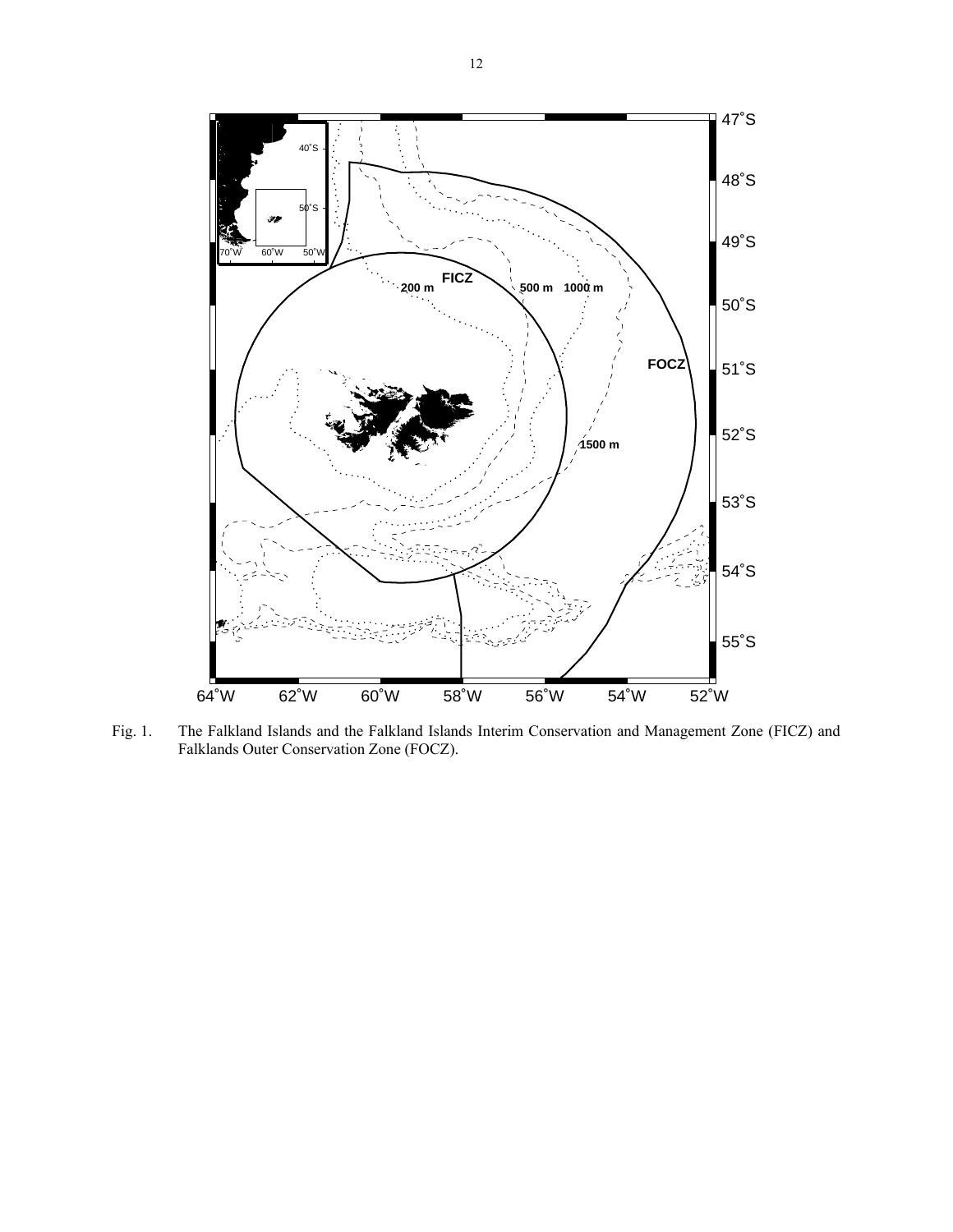Fig. 1. The Falkland Islands and the Falkland Islands Interim Conservation and Management Zone (FICZ) and Falklands Outer Conservation Zone (FOCZ).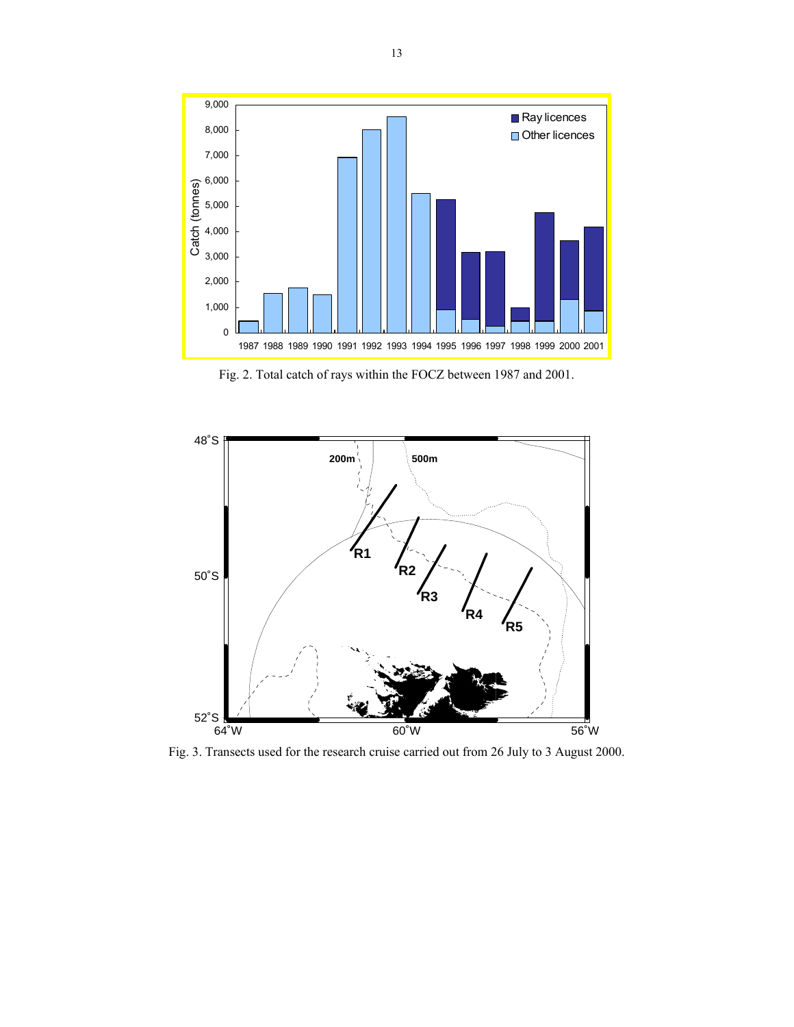Fig. 2. Total catch of rays within the FOCZ between 1987 and 2001.

Fig. 3. Transects used for the research cruise carried out from 26 July to 3 August 2000.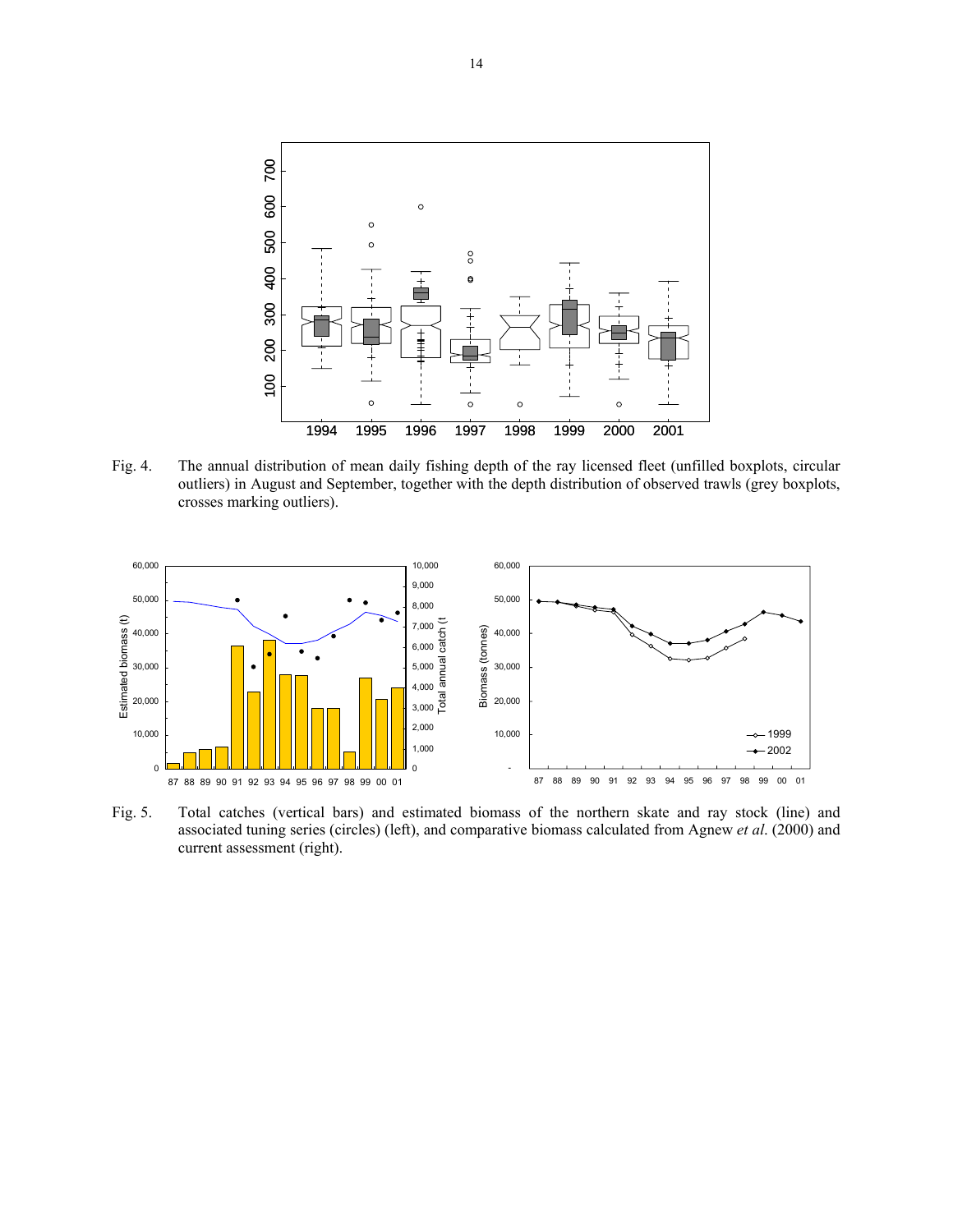Fig. 4. The annual distribution of mean daily fishing depth of the ray licensed fleet (unfilled boxplots, circular outliers) in August and September, together with the depth distribution of observed trawls (grey boxplots, crosses marking outliers).

Fig. 5. Total catches (vertical bars) and estimated biomass of the northern skate and ray stock (line) and associated tuning series (circles) (left), and comparative biomass calculated from Agnew *et al*. (2000) and current assessment (right).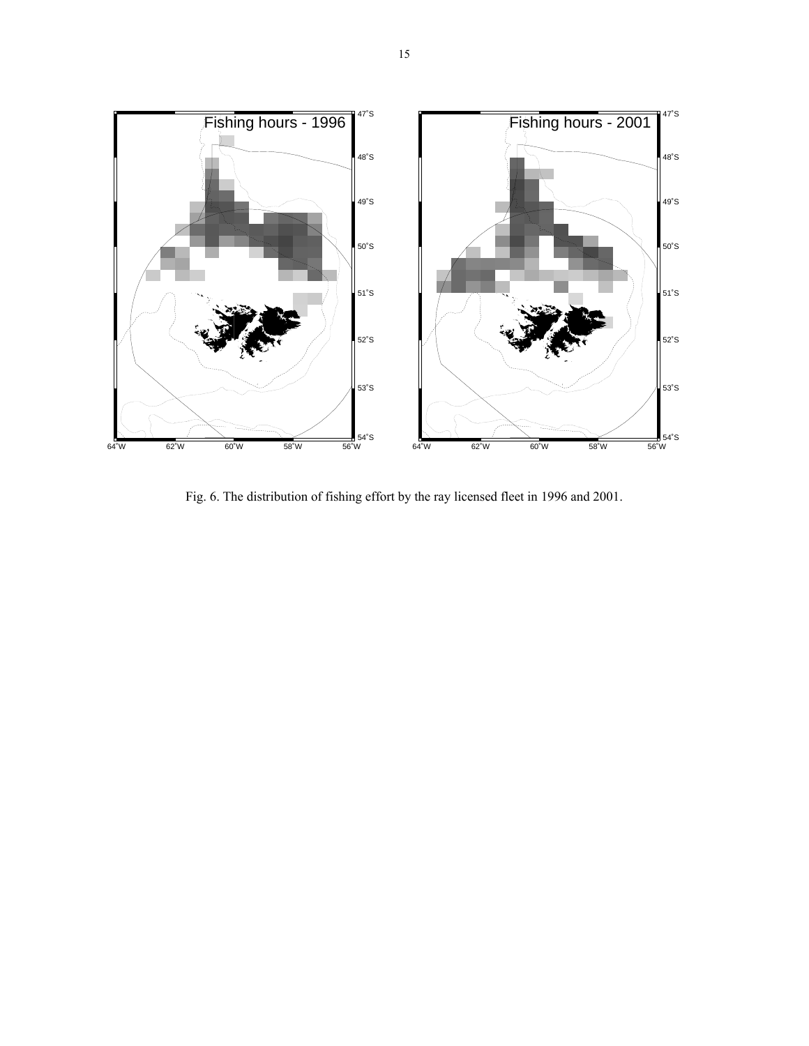Fig. 6. The distribution of fishing effort by the ray licensed fleet in 1996 and 2001.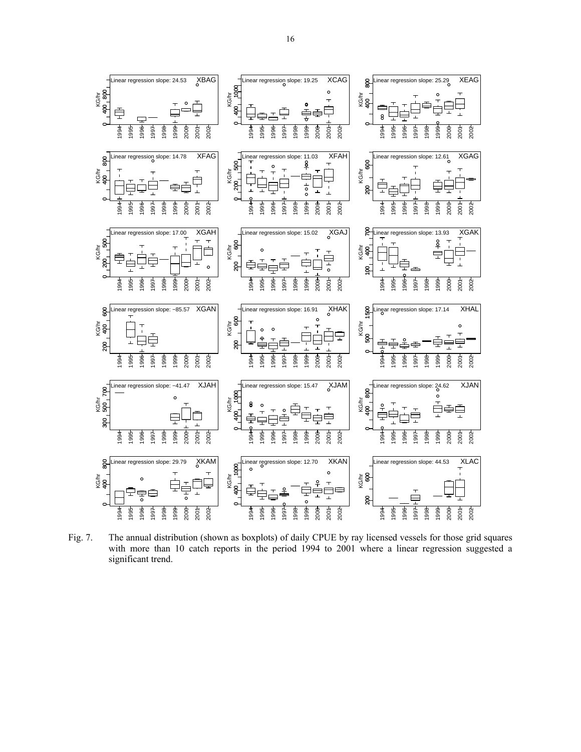Fig. 7. The annual distribution (shown as boxplots) of daily CPUE by ray licensed vessels for those grid squares with more than 10 catch reports in the period 1994 to 2001 where a linear regression suggested a significant trend.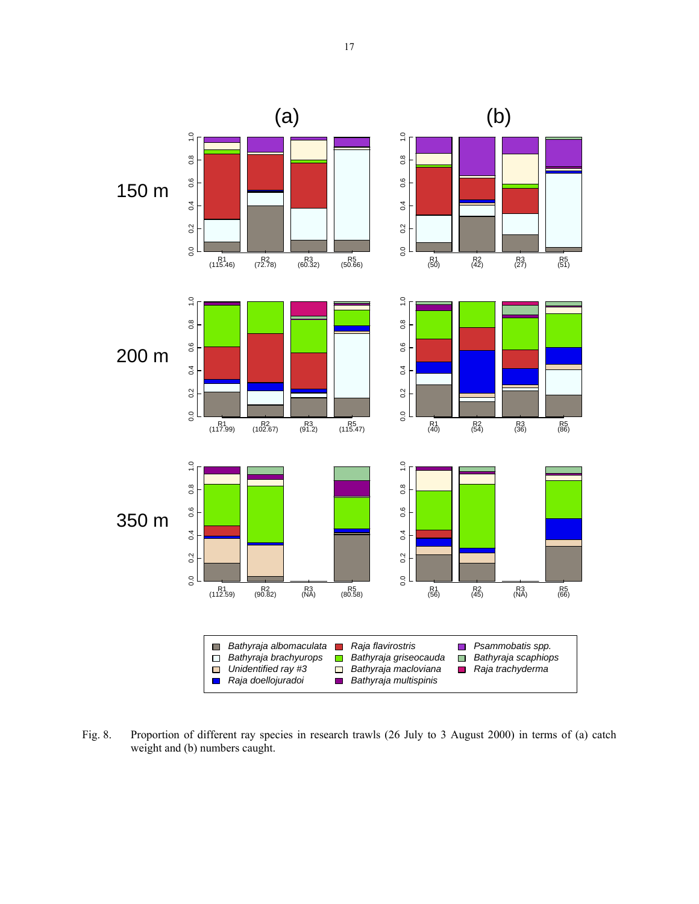Fig. 8. Proportion of different ray species in research trawls (26 July to 3 August 2000) in terms of (a) catch weight and (b) numbers caught.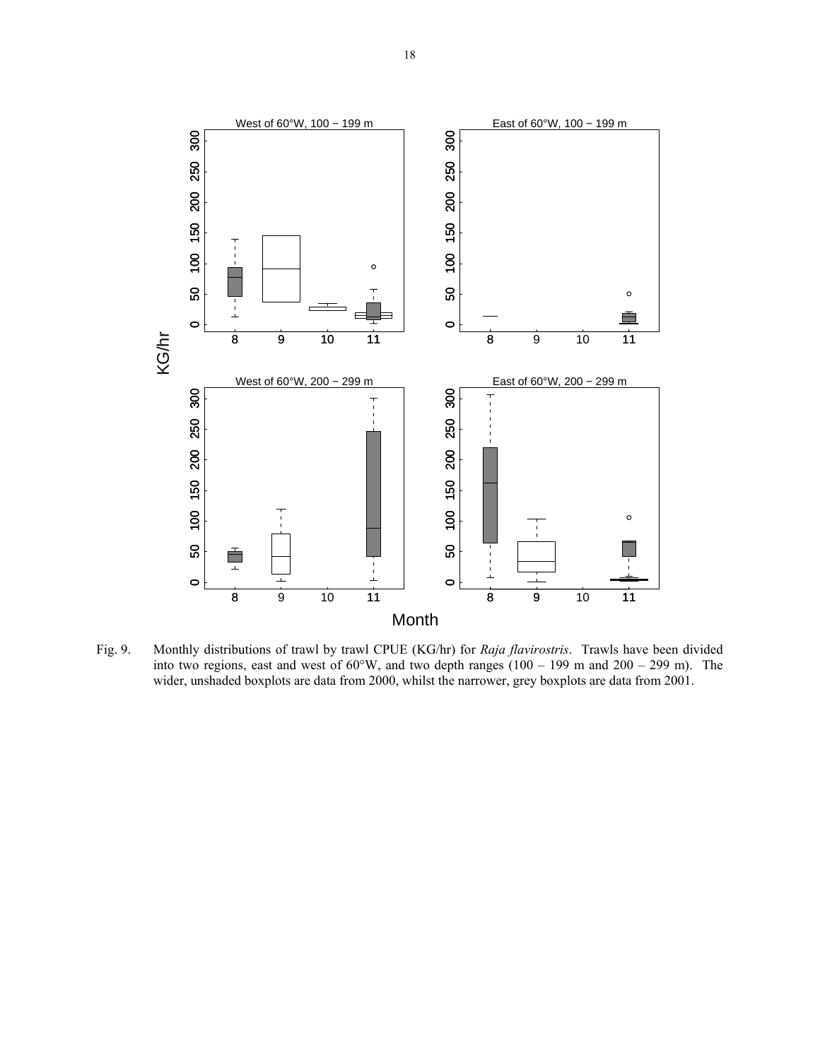Fig. 9. Monthly distributions of trawl by trawl CPUE (KG/hr) for *Raja flavirostris*. Trawls have been divided into two regions, east and west of 60°W, and two depth ranges (100 – 199 m and 200 – 299 m). The wider, unshaded boxplots are data from 2000, whilst the narrower, grey boxplots are data from 2001.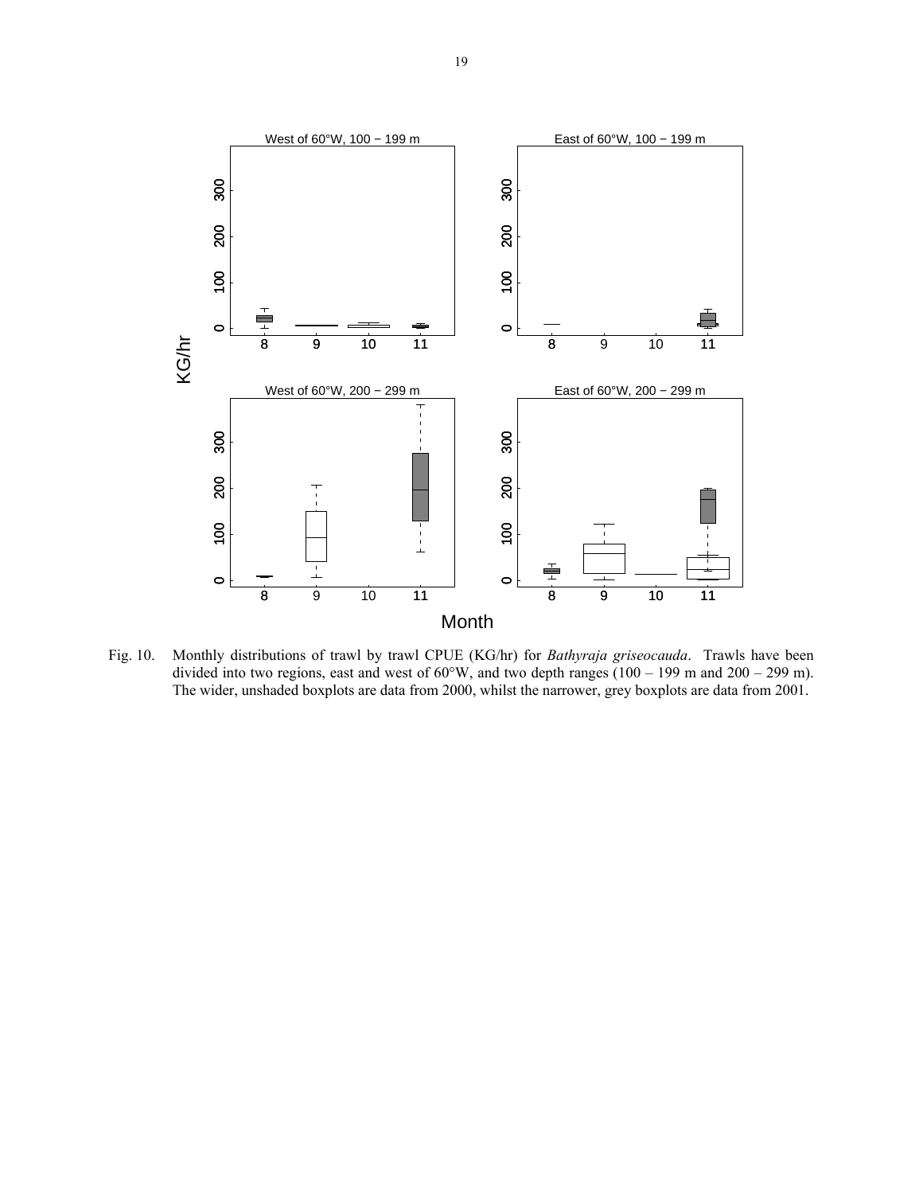Fig. 10. Monthly distributions of trawl by trawl CPUE (KG/hr) for *Bathyraja griseocauda*. Trawls have been divided into two regions, east and west of 60°W, and two depth ranges (100 – 199 m and 200 – 299 m). The wider, unshaded boxplots are data from 2000, whilst the narrower, grey boxplots are data from 2001.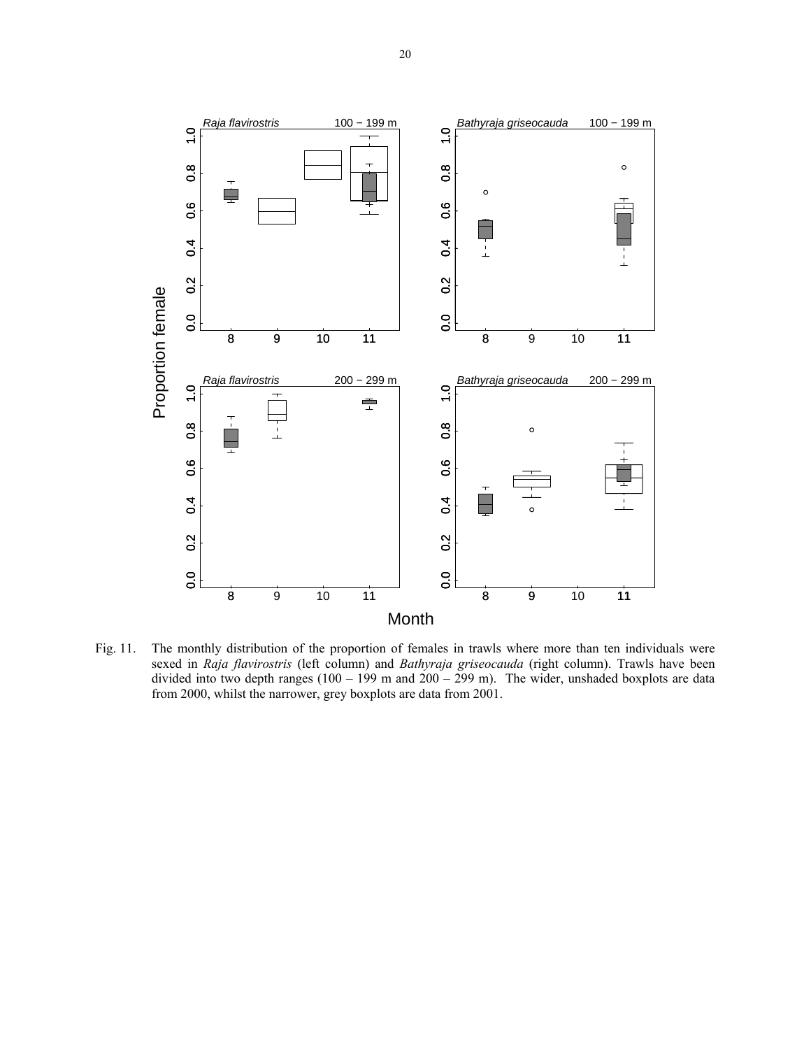Fig. 11. The monthly distribution of the proportion of females in trawls where more than ten individuals were sexed in *Raja flavirostris* (left column) and *Bathyraja griseocauda* (right column). Trawls have been divided into two depth ranges (100 – 199 m and 200 – 299 m). The wider, unshaded boxplots are data from 2000, whilst the narrower, grey boxplots are data from 2001.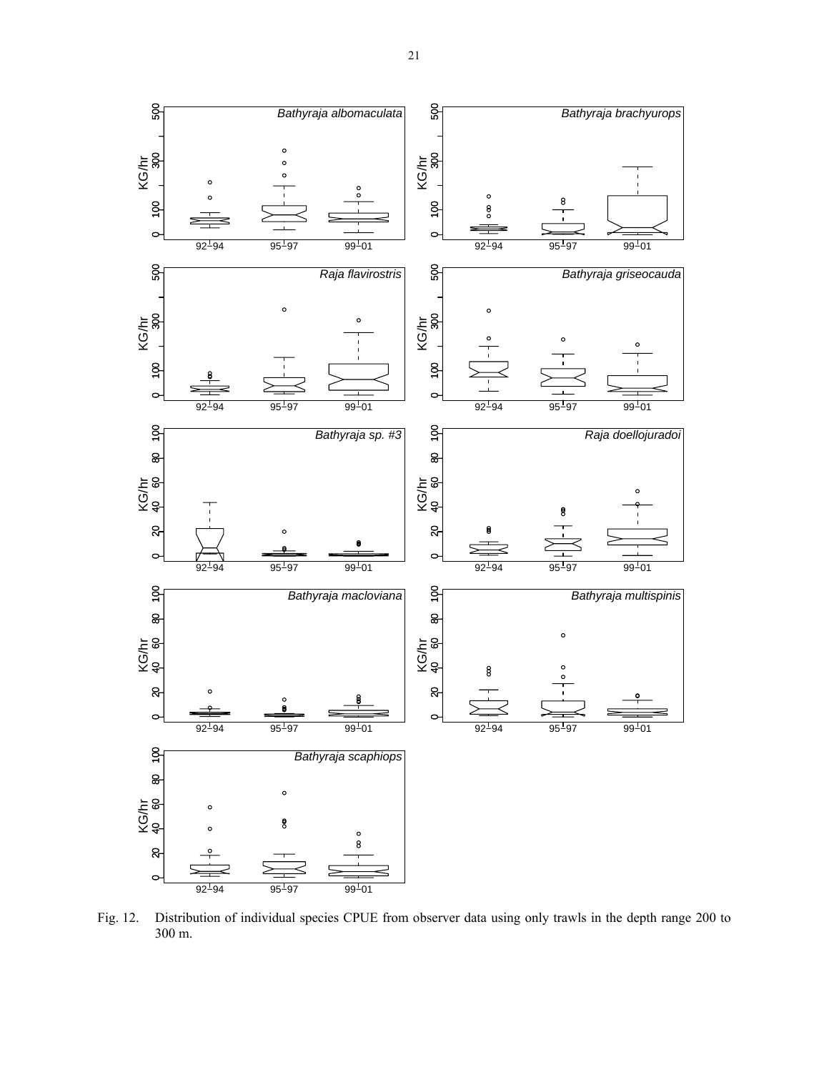Fig. 12. Distribution of individual species CPUE from observer data using only trawls in the depth range 200 to 300 m.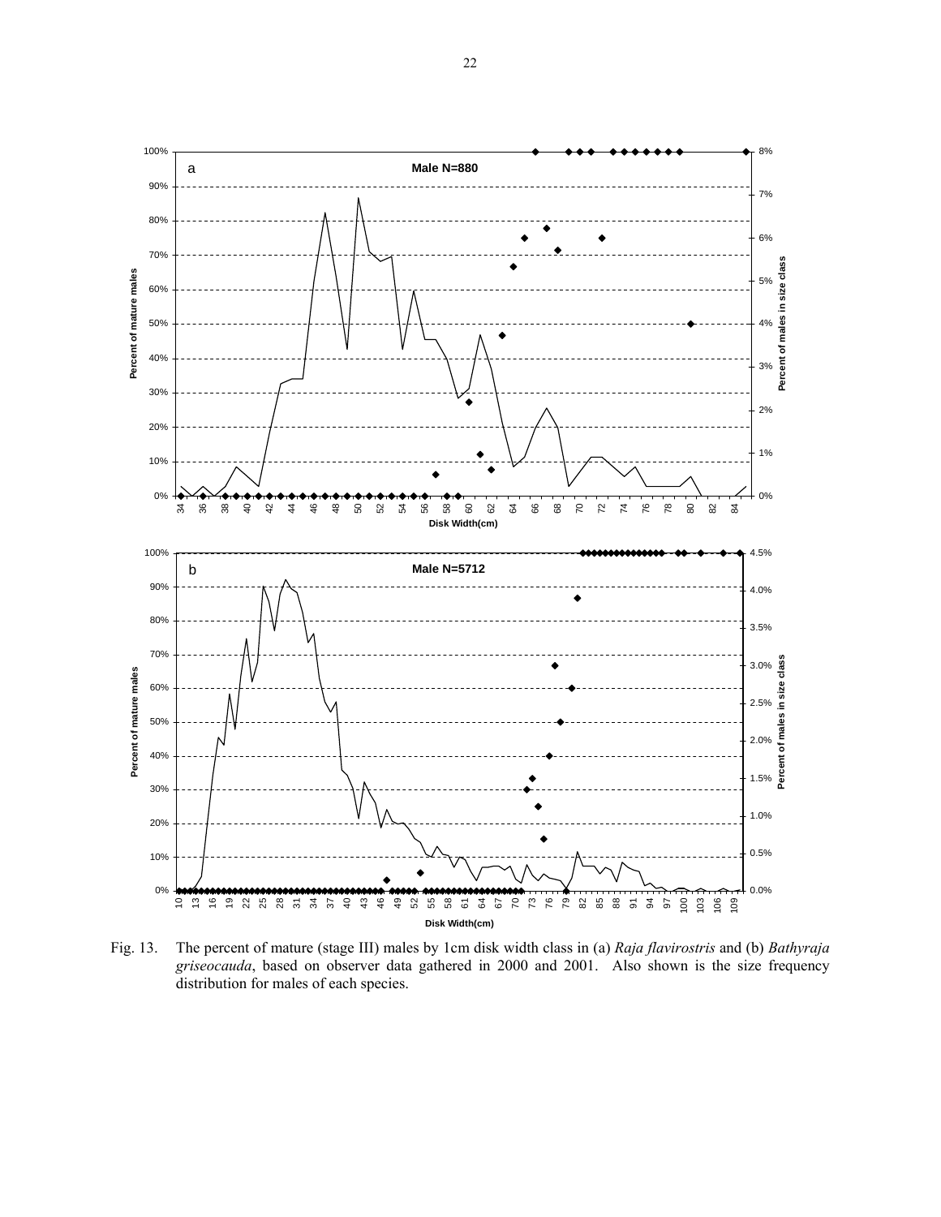Fig. 13. The percent of mature (stage III) males by 1cm disk width class in (a) *Raja flavirostris* and (b) *Bathyraja griseocauda*, based on observer data gathered in 2000 and 2001. Also shown is the size frequency distribution for males of each species.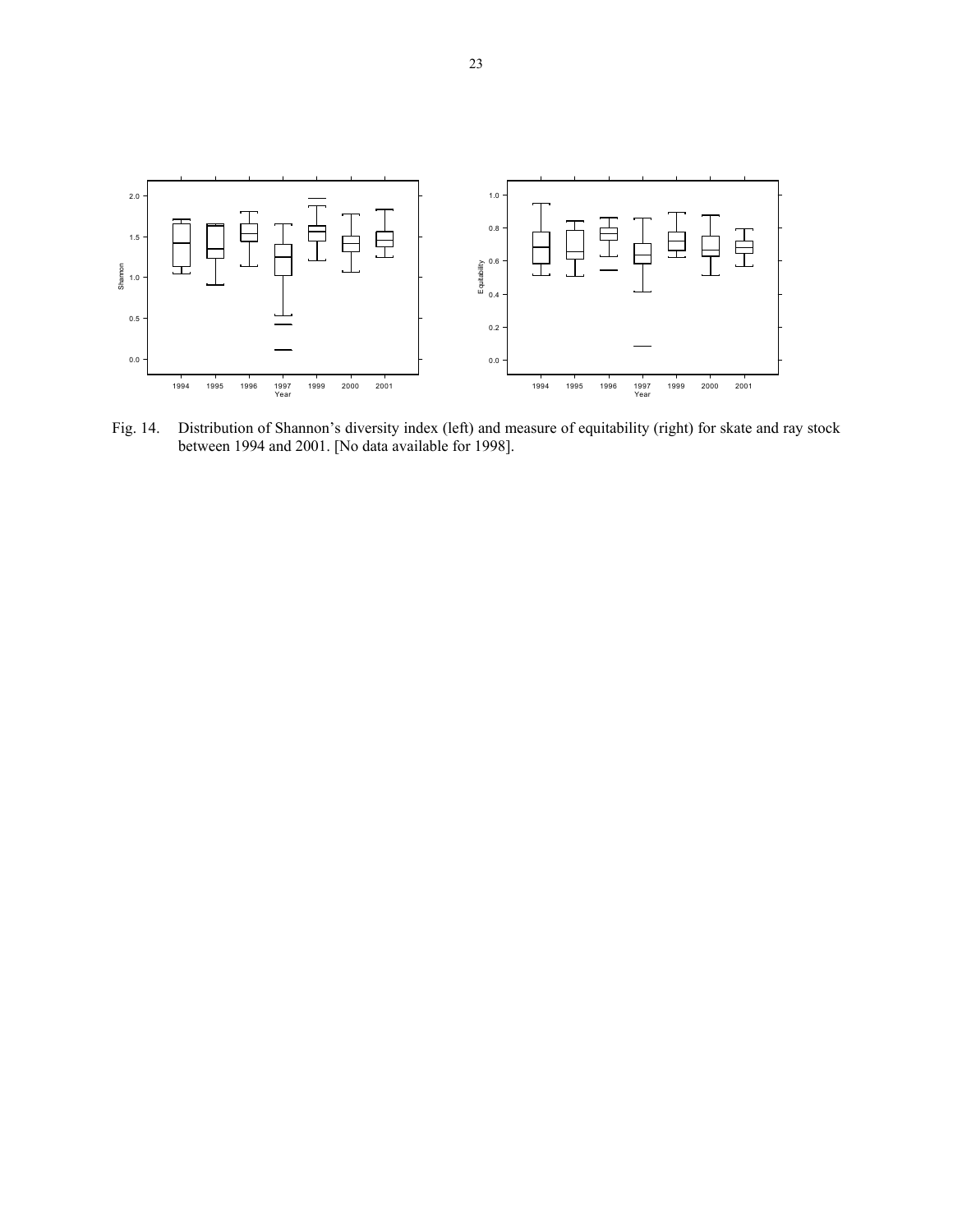2.0
1.5
1.0
0.5
0.0
Shannon
1994 1995 1996 1997 1999 2000 2001
Year

1.0
0.8
0.6
0.4
0.2
0.0
Equitability
1994 1995 1996 1997 1999 2000 2001
Year

Fig. 14. Distribution of Shannon's diversity index (left) and measure of equitability (right) for skate and ray stock between 1994 and 2001. [No data available for 1998].